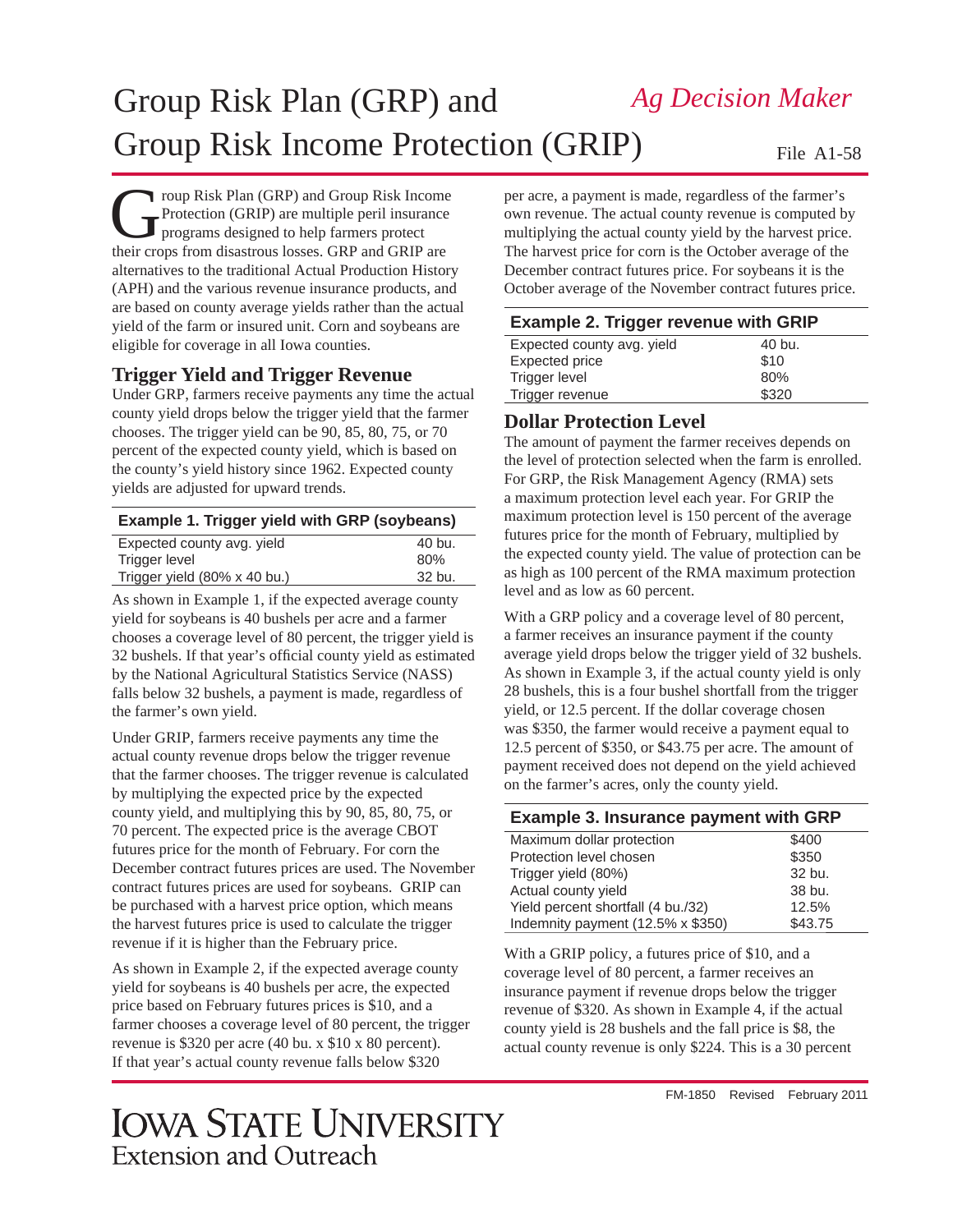# Group Risk Plan (GRP) and Group Risk Income Protection (GRIP)

*Ag Decision Maker*

File A1-58

Group Risk Plan (GRP) and Group Risk Income Protection (GRIP) are multiple peril insurance programs designed to help farmers protect their crops from disastrous losses. GRP and GRIP are alternatives to the traditional Actual Production History (APH) and the various revenue insurance products, and are based on county average yields rather than the actual yield of the farm or insured unit. Corn and soybeans are eligible for coverage in all Iowa counties.

## Trigger Yield and Trigger Revenue

Under GRP, farmers receive payments any time the actual county yield drops below the trigger yield that the farmer chooses. The trigger yield can be 90, 85, 80, 75, or 70 percent of the expected county yield, which is based on the county's yield history since 1962. Expected county yields are adjusted for upward trends.

| Example 1. Trigger yield with GRP (soybeans) | |
|---|---|
| Expected county avg. yield | 40 bu. |
| Trigger level | 80% |
| Trigger yield (80% x 40 bu.) | 32 bu. |

As shown in Example 1, if the expected average county yield for soybeans is 40 bushels per acre and a farmer chooses a coverage level of 80 percent, the trigger yield is 32 bushels. If that year's official county yield as estimated by the National Agricultural Statistics Service (NASS) falls below 32 bushels, a payment is made, regardless of the farmer's own yield.

Under GRIP, farmers receive payments any time the actual county revenue drops below the trigger revenue that the farmer chooses. The trigger revenue is calculated by multiplying the expected price by the expected county yield, and multiplying this by 90, 85, 80, 75, or 70 percent. The expected price is the average CBOT futures price for the month of February. For corn the December contract futures prices are used. The November contract futures prices are used for soybeans. GRIP can be purchased with a harvest price option, which means the harvest futures price is used to calculate the trigger revenue if it is higher than the February price.

As shown in Example 2, if the expected average county yield for soybeans is 40 bushels per acre, the expected price based on February futures prices is $10, and a farmer chooses a coverage level of 80 percent, the trigger revenue is $320 per acre (40 bu. x $10 x 80 percent). If that year's actual county revenue falls below $320 per acre, a payment is made, regardless of the farmer's own revenue. The actual county revenue is computed by multiplying the actual county yield by the harvest price. The harvest price for corn is the October average of the December contract futures price. For soybeans it is the October average of the November contract futures price.

| Example 2. Trigger revenue with GRIP | |
|---|---|
| Expected county avg. yield | 40 bu. |
| Expected price | $10 |
| Trigger level | 80% |
| Trigger revenue | $320 |

## Dollar Protection Level

The amount of payment the farmer receives depends on the level of protection selected when the farm is enrolled. For GRP, the Risk Management Agency (RMA) sets a maximum protection level each year. For GRIP the maximum protection level is 150 percent of the average futures price for the month of February, multiplied by the expected county yield. The value of protection can be as high as 100 percent of the RMA maximum protection level and as low as 60 percent.

With a GRP policy and a coverage level of 80 percent, a farmer receives an insurance payment if the county average yield drops below the trigger yield of 32 bushels. As shown in Example 3, if the actual county yield is only 28 bushels, this is a four bushel shortfall from the trigger yield, or 12.5 percent. If the dollar coverage chosen was $350, the farmer would receive a payment equal to 12.5 percent of $350, or $43.75 per acre. The amount of payment received does not depend on the yield achieved on the farmer's acres, only the county yield.

| Example 3. Insurance payment with GRP | |
|---|---|
| Maximum dollar protection | $400 |
| Protection level chosen | $350 |
| Trigger yield (80%) | 32 bu. |
| Actual county yield | 38 bu. |
| Yield percent shortfall (4 bu./32) | 12.5% |
| Indemnity payment (12.5% x $350) | $43.75 |

With a GRIP policy, a futures price of $10, and a coverage level of 80 percent, a farmer receives an insurance payment if revenue drops below the trigger revenue of $320. As shown in Example 4, if the actual county yield is 28 bushels and the fall price is $8, the actual county revenue is only $224. This is a 30 percent

FM-1850 Revised February 2011

IOWA STATE UNIVERSITY
Extension and Outreach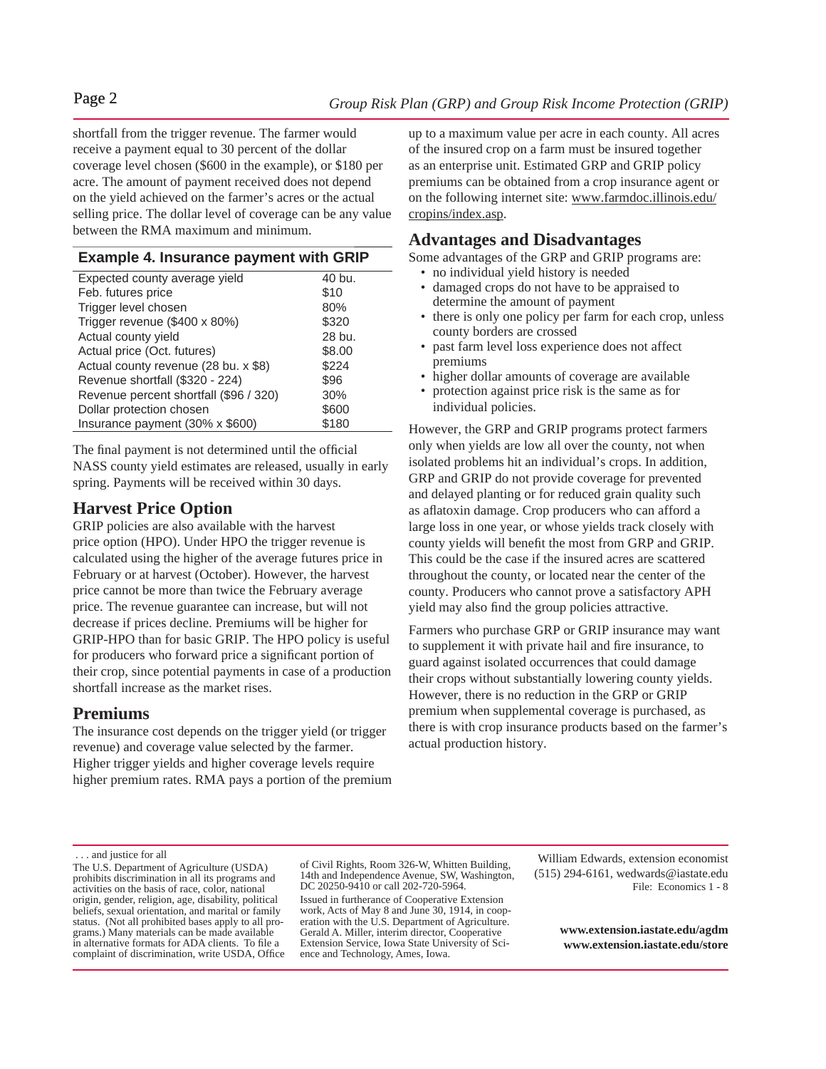shortfall from the trigger revenue. The farmer would receive a payment equal to 30 percent of the dollar coverage level chosen ($600 in the example), or $180 per acre. The amount of payment received does not depend on the yield achieved on the farmer's acres or the actual selling price. The dollar level of coverage can be any value between the RMA maximum and minimum.

**Example 4. Insurance payment with GRIP**

| | |
|---|---|
| Expected county average yield | 40 bu. |
| Feb. futures price | $10 |
| Trigger level chosen | 80% |
| Trigger revenue ($400 x 80%) | $320 |
| Actual county yield | 28 bu. |
| Actual price (Oct. futures) | $8.00 |
| Actual county revenue (28 bu. x $8) | $224 |
| Revenue shortfall ($320 - 224) | $96 |
| Revenue percent shortfall ($96 / 320) | 30% |
| Dollar protection chosen | $600 |
| Insurance payment (30% x $600) | $180 |

The final payment is not determined until the official NASS county yield estimates are released, usually in early spring. Payments will be received within 30 days.

## Harvest Price Option

GRIP policies are also available with the harvest price option (HPO). Under HPO the trigger revenue is calculated using the higher of the average futures price in February or at harvest (October). However, the harvest price cannot be more than twice the February average price. The revenue guarantee can increase, but will not decrease if prices decline. Premiums will be higher for GRIP-HPO than for basic GRIP. The HPO policy is useful for producers who forward price a significant portion of their crop, since potential payments in case of a production shortfall increase as the market rises.

## Premiums

The insurance cost depends on the trigger yield (or trigger revenue) and coverage value selected by the farmer. Higher trigger yields and higher coverage levels require higher premium rates. RMA pays a portion of the premium up to a maximum value per acre in each county. All acres of the insured crop on a farm must be insured together as an enterprise unit. Estimated GRP and GRIP policy premiums can be obtained from a crop insurance agent or on the following internet site: www.farmdoc.illinois.edu/cropins/index.asp.

## Advantages and Disadvantages

Some advantages of the GRP and GRIP programs are:

- no individual yield history is needed
- damaged crops do not have to be appraised to determine the amount of payment
- there is only one policy per farm for each crop, unless county borders are crossed
- past farm level loss experience does not affect premiums
- higher dollar amounts of coverage are available
- protection against price risk is the same as for individual policies.

However, the GRP and GRIP programs protect farmers only when yields are low all over the county, not when isolated problems hit an individual's crops. In addition, GRP and GRIP do not provide coverage for prevented and delayed planting or for reduced grain quality such as aflatoxin damage. Crop producers who can afford a large loss in one year, or whose yields track closely with county yields will benefit the most from GRP and GRIP. This could be the case if the insured acres are scattered throughout the county, or located near the center of the county. Producers who cannot prove a satisfactory APH yield may also find the group policies attractive.

Farmers who purchase GRP or GRIP insurance may want to supplement it with private hail and fire insurance, to guard against isolated occurrences that could damage their crops without substantially lowering county yields. However, there is no reduction in the GRP or GRIP premium when supplemental coverage is purchased, as there is with crop insurance products based on the farmer's actual production history.

. . . and justice for all
The U.S. Department of Agriculture (USDA) prohibits discrimination in all its programs and activities on the basis of race, color, national origin, gender, religion, age, disability, political beliefs, sexual orientation, and marital or family status. (Not all prohibited bases apply to all programs.) Many materials can be made available in alternative formats for ADA clients. To file a complaint of discrimination, write USDA, Office of Civil Rights, Room 326-W, Whitten Building, 14th and Independence Avenue, SW, Washington, DC 20250-9410 or call 202-720-5964.

Issued in furtherance of Cooperative Extension work, Acts of May 8 and June 30, 1914, in cooperation with the U.S. Department of Agriculture. Gerald A. Miller, interim director, Cooperative Extension Service, Iowa State University of Science and Technology, Ames, Iowa.

William Edwards, extension economist
(515) 294-6161, wedwards@iastate.edu
File: Economics 1 - 8

**www.extension.iastate.edu/agdm**
**www.extension.iastate.edu/store**